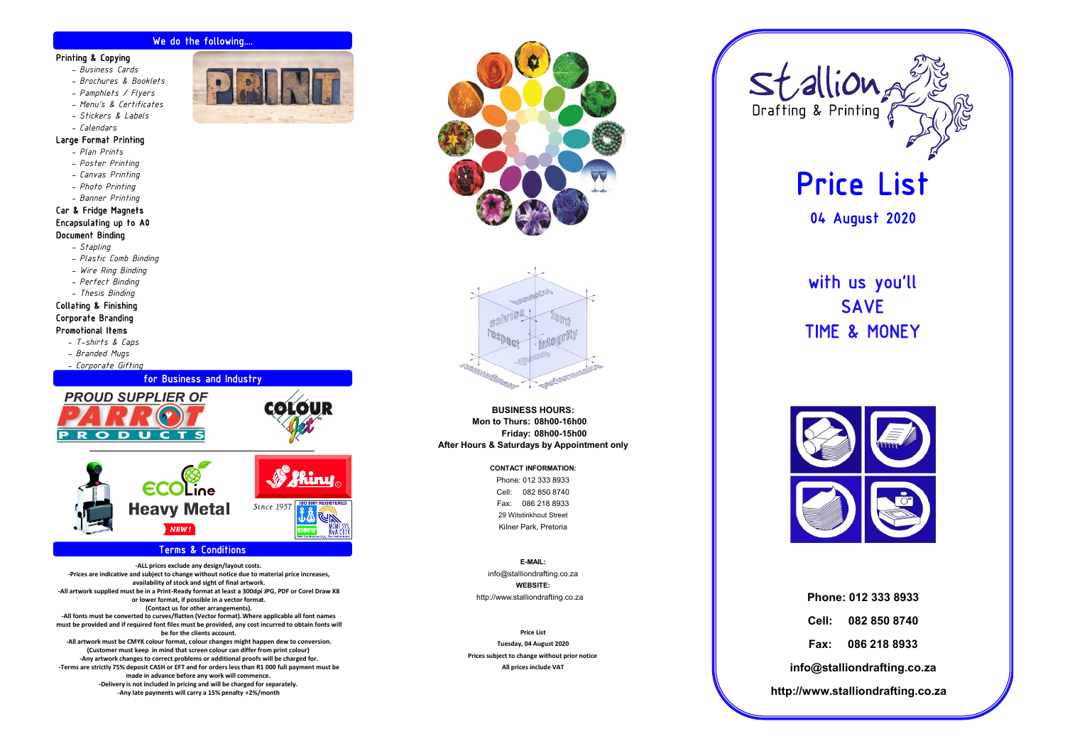## We do the following....

**Printing & Copying**

- *Business Cards*
- *Brochures & Booklets*
- *Pamphlets / Flyers*
- *Menu's & Certificates*
- *Stickers & Labels*
- *Calendars*

**Large Format Printing**

- *Plan Prints*
- *Poster Printing*
- *Canvas Printing*
- *Photo Printing*
- *Banner Printing*

**Car & Fridge Magnets**

**Encapsulating up to A0**

**Document Binding**

- *Stapling*
- *Plastic Comb Binding*
- *Wire Ring Binding*
- *Perfect Binding*
- *Thesis Binding*

**Collating & Finishing**

**Corporate Branding**

**Promotional Items**

- *T-shirts & Caps*
- *Branded Mugs*
- *Corporate Gifting*

## for Business and Industry

PROUD SUPPLIER OF PARROT PRODUCTS

COLOUR Jet

ECOLine Heavy Metal NEW!

Shiny Since 1957

ISO 9001 REGISTERED

## Terms & Conditions

**-ALL prices exclude any design/layout costs.**
**-Prices are indicative and subject to change without notice due to material price increases, availability of stock and sight of final artwork.**
**-All artwork supplied must be in a Print-Ready format at least a 300dpi JPG, PDF or Corel Draw X8 or lower format, if possible in a vector format.**
**(Contact us for other arrangements).**
**-All fonts must be converted to curves/flatten (Vector format). Where applicable all font names must be provided and if required font files must be provided, any cost incurred to obtain fonts will be for the clients account.**
**-All artwork must be CMYK colour format, colour changes might happen dew to conversion.**
**(Customer must keep in mind that screen colour can differ from print colour)**
**-Any artwork changes to correct problems or additional proofs will be charged for.**
**-Terms are strictly 75% deposit CASH or EFT and for orders less than R1 000 full payment must be made in advance before any work will commence.**
**-Delivery is not included in pricing and will be charged for separately.**
**-Any late payments will carry a 15% penalty +2%/month**

**BUSINESS HOURS:**
**Mon to Thurs: 08h00-16h00**
**Friday: 08h00-15h00**
**After Hours & Saturdays by Appointment only**

**CONTACT INFORMATION:**

Phone: 012 333 8933
Cell: 082 850 8740
Fax: 086 218 8933
29 Witstinkhout Street
Kilner Park, Pretoria

**E-MAIL:**
info@stalliondrafting.co.za
**WEBSITE:**
http://www.stalliondrafting.co.za

**Price List**
**Tuesday, 04 August 2020**
**Prices subject to change without prior notice**
**All prices include VAT**

# Stallion Drafting & Printing

# Price List

## 04 August 2020

with us you'll
SAVE
TIME & MONEY

**Phone: 012 333 8933**

**Cell: 082 850 8740**

**Fax: 086 218 8933**

**info@stalliondrafting.co.za**

**http://www.stalliondrafting.co.za**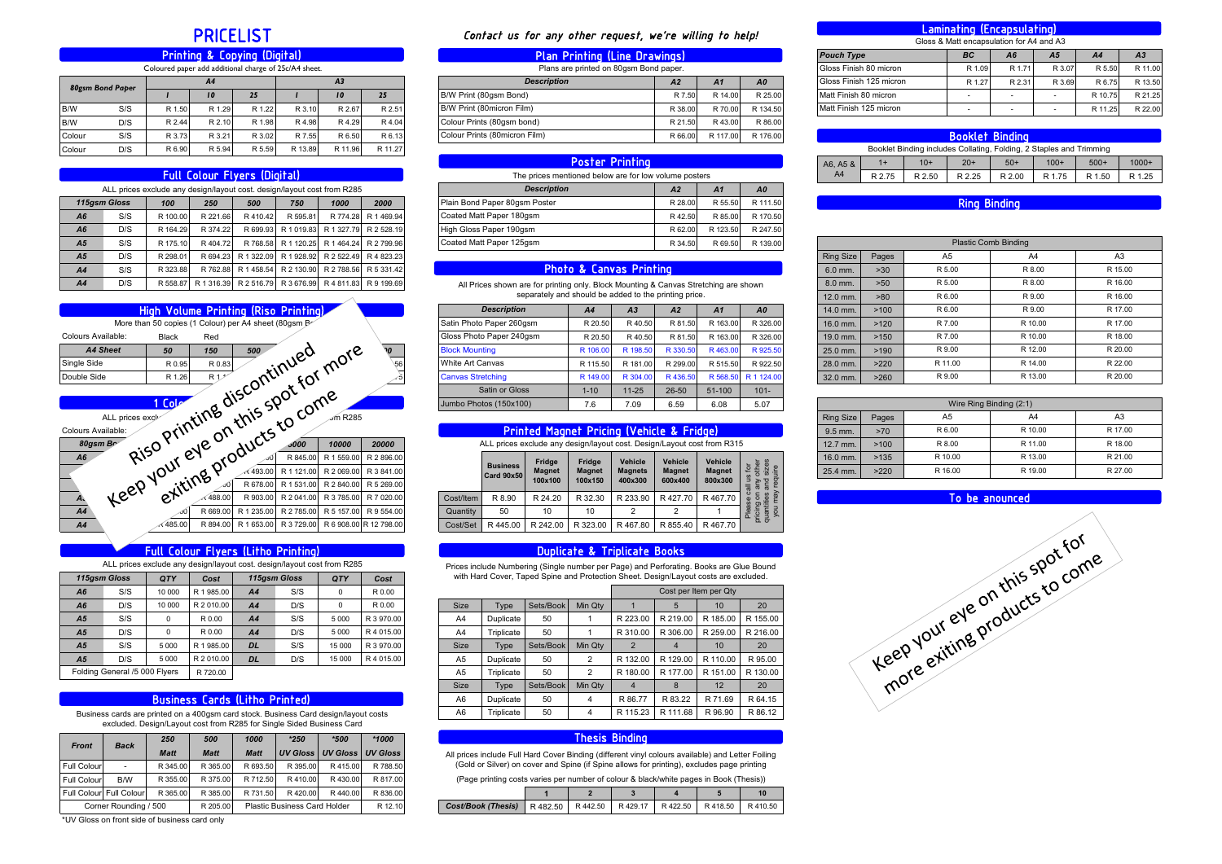# PRICELIST

## Printing & Copying (Digital)

Coloured paper add additional charge of 25c/A4 sheet.

| 80gsm Bond Paper | | A4 | | | A3 | | |
|---|---|---|---|---|---|---|---|
| | | 1 | 10 | 25 | 1 | 10 | 25 |
| B/W | S/S | R 1.50 | R 1.29 | R 1.22 | R 3.10 | R 2.67 | R 2.51 |
| B/W | D/S | R 2.44 | R 2.10 | R 1.98 | R 4.98 | R 4.29 | R 4.04 |
| Colour | S/S | R 3.73 | R 3.21 | R 3.02 | R 7.55 | R 6.50 | R 6.13 |
| Colour | D/S | R 6.90 | R 5.94 | R 5.59 | R 13.89 | R 11.96 | R 11.27 |

## Full Colour Flyers (Digital)

ALL prices exclude any design/layout cost. design/layout cost from R285

| 115gsm Gloss | | 100 | 250 | 500 | 750 | 1000 | 2000 |
|---|---|---|---|---|---|---|---|
| A6 | S/S | R 100.00 | R 221.66 | R 410.42 | R 595.81 | R 774.28 | R 1 469.94 |
| A6 | D/S | R 164.29 | R 374.22 | R 699.93 | R 1 019.83 | R 1 327.79 | R 2 528.19 |
| A5 | S/S | R 175.10 | R 404.72 | R 768.58 | R 1 120.25 | R 1 464.24 | R 2 799.96 |
| A5 | D/S | R 298.01 | R 694.23 | R 1 322.09 | R 1 928.92 | R 2 522.49 | R 4 823.23 |
| A4 | S/S | R 323.88 | R 762.88 | R 1 458.54 | R 2 130.90 | R 2 788.56 | R 5 331.42 |
| A4 | D/S | R 558.87 | R 1 316.39 | R 2 516.79 | R 3 676.99 | R 4 811.83 | R 9 199.69 |

## High Volume Printing (Riso Printing)

More than 50 copies (1 Colour) per A4 sheet (80gsm B...

Colours Available: Black Red

| A4 Sheet | 50 | 150 | 500 | | 0 |
|---|---|---|---|---|---|
| Single Side | R 0.95 | R 0.83 | | | 56 |
| Double Side | R 1.26 | R 1... | | | ...5 |

## 1 Col...

ALL prices excl... ...m R285

Colours Available:

| 80gsm B... | | | | 5000 | 10000 | 20000 |
|---|---|---|---|---|---|---|
| A6 | | | ...50 | R 845.00 | R 1 559.00 | R 2 896.00 |
| | | | ...493.00 | R 1 121.00 | R 2 069.00 | R 3 841.00 |
| | | | ...00 | R 678.00 | R 1 531.00 | R 2 840.00 | R 5 269.00 |
| A... | | | ...488.00 | R 903.00 | R 2 041.00 | R 3 785.00 | R 7 020.00 |
| A4 | | ...00 | R 669.00 | R 1 235.00 | R 2 785.00 | R 5 157.00 | R 9 554.00 |
| A4 | | ...485.00 | R 894.00 | R 1 653.00 | R 3 729.00 | R 6 908.00 | R 12 798.00 |

Riso Printing discontinued
Keep your eye on this spot for more exiting products to come

## Full Colour Flyers (Litho Printing)

ALL prices exclude any design/layout cost. design/layout cost from R285

| 115gsm Gloss | | QTY | Cost | 115gsm Gloss | | QTY | Cost |
|---|---|---|---|---|---|---|---|
| A6 | S/S | 10 000 | R 1 985.00 | A4 | S/S | 0 | R 0.00 |
| A6 | D/S | 10 000 | R 2 010.00 | A4 | D/S | 0 | R 0.00 |
| A5 | S/S | 0 | R 0.00 | A4 | S/S | 5 000 | R 3 970.00 |
| A5 | D/S | 0 | R 0.00 | A4 | D/S | 5 000 | R 4 015.00 |
| A5 | S/S | 5 000 | R 1 985.00 | DL | S/S | 15 000 | R 3 970.00 |
| A5 | D/S | 5 000 | R 2 010.00 | DL | D/S | 15 000 | R 4 015.00 |
| Folding General /5 000 Flyers | | | R 720.00 | | | | |

## Business Cards (Litho Printed)

Business cards are printed on a 400gsm card stock. Business Card design/layout costs excluded. Design/Layout cost from R285 for Single Sided Business Card

| Front | Back | 250 | 500 | 1000 | *250 | *500 | *1000 |
|---|---|---|---|---|---|---|---|
| | | Matt | Matt | Matt | UV Gloss | UV Gloss | UV Gloss |
| Full Colour | - | R 345.00 | R 365.00 | R 693.50 | R 395.00 | R 415.00 | R 788.50 |
| Full Colour | B/W | R 355.00 | R 375.00 | R 712.50 | R 410.00 | R 430.00 | R 817.00 |
| Full Colour | Full Colour | R 365.00 | R 385.00 | R 731.50 | R 420.00 | R 440.00 | R 836.00 |
| Corner Rounding / 500 | | | R 205.00 | Plastic Business Card Holder | | | R 12.10 |

*UV Gloss on front side of business card only

*Contact us for any other request, we're willing to help!*

## Plan Printing (Line Drawings)

Plans are printed on 80gsm Bond paper.

| Description | A2 | A1 | A0 |
|---|---|---|---|
| B/W Print (80gsm Bond) | R 7.50 | R 14.00 | R 25.00 |
| B/W Print (80micron Film) | R 38.00 | R 70.00 | R 134.50 |
| Colour Prints (80gsm bond) | R 21.50 | R 43.00 | R 86.00 |
| Colour Prints (80micron Film) | R 66.00 | R 117.00 | R 176.00 |

## Poster Printing

The prices mentioned below are for low volume posters

| Description | A2 | A1 | A0 |
|---|---|---|---|
| Plain Bond Paper 80gsm Poster | R 28.00 | R 55.50 | R 111.50 |
| Coated Matt Paper 180gsm | R 42.50 | R 85.00 | R 170.50 |
| High Gloss Paper 190gsm | R 62.00 | R 123.50 | R 247.50 |
| Coated Matt Paper 125gsm | R 34.50 | R 69.50 | R 139.00 |

## Photo & Canvas Printing

All Prices shown are for printing only. Block Mounting & Canvas Stretching are shown separately and should be added to the printing price.

| Description | A4 | A3 | A2 | A1 | A0 |
|---|---|---|---|---|---|
| Satin Photo Paper 260gsm | R 20.50 | R 40.50 | R 81.50 | R 163.00 | R 326.00 |
| Gloss Photo Paper 240gsm | R 20.50 | R 40.50 | R 81.50 | R 163.00 | R 326.00 |
| Block Mounting | R 106.00 | R 198.50 | R 330.50 | R 463.00 | R 925.50 |
| White Art Canvas | R 115.50 | R 181.00 | R 299.00 | R 515.50 | R 922.50 |
| Canvas Stretching | R 149.00 | R 304.00 | R 436.50 | R 568.50 | R 1 124.00 |
| Satin or Gloss | 1-10 | 11-25 | 26-50 | 51-100 | 101- |
| Jumbo Photos (150x100) | 7.6 | 7.09 | 6.59 | 6.08 | 5.07 |

## Printed Magnet Pricing (Vehicle & Fridge)

ALL prices exclude any design/layout cost. Design/Layout cost from R315

| | Business Card 90x50 | Fridge Magnet 100x100 | Fridge Magnet 100x150 | Vehicle Magnets 400x300 | Vehicle Magnet 600x400 | Vehicle Magnet 800x300 | |
|---|---|---|---|---|---|---|---|
| Cost/Item | R 8.90 | R 24.20 | R 32.30 | R 233.90 | R 427.70 | R 467.70 | Please call us for pricing on any other quantities and sizes you may require |
| Quantity | 50 | 10 | 10 | 2 | 2 | 1 | |
| Cost/Set | R 445.00 | R 242.00 | R 323.00 | R 467.80 | R 855.40 | R 467.70 | |

## Duplicate & Triplicate Books

Prices include Numbering (Single number per Page) and Perforating. Books are Glue Bound with Hard Cover, Taped Spine and Protection Sheet. Design/Layout costs are excluded.

| | | | | Cost per Item per Qty | | | |
|---|---|---|---|---|---|---|---|
| Size | Type | Sets/Book | Min Qty | 1 | 5 | 10 | 20 |
| A4 | Duplicate | 50 | 1 | R 223.00 | R 219.00 | R 185.00 | R 155.00 |
| A4 | Triplicate | 50 | 1 | R 310.00 | R 306.00 | R 259.00 | R 216.00 |
| Size | Type | Sets/Book | Min Qty | 2 | 4 | 10 | 20 |
| A5 | Duplicate | 50 | 2 | R 132.00 | R 129.00 | R 110.00 | R 95.00 |
| A5 | Triplicate | 50 | 2 | R 180.00 | R 177.00 | R 151.00 | R 130.00 |
| Size | Type | Sets/Book | Min Qty | 4 | 8 | 12 | 20 |
| A6 | Duplicate | 50 | 4 | R 86.77 | R 83.22 | R 71.69 | R 64.15 |
| A6 | Triplicate | 50 | 4 | R 115.23 | R 111.68 | R 96.90 | R 86.12 |

## Thesis Binding

All prices include Full Hard Cover Binding (different vinyl colours available) and Letter Foiling (Gold or Silver) on cover and Spine (if Spine allows for printing), excludes page printing

(Page printing costs varies per number of colour & black/white pages in Book (Thesis))

| | 1 | 2 | 3 | 4 | 5 | 10 |
|---|---|---|---|---|---|---|
| Cost/Book (Thesis) | R 482.50 | R 442.50 | R 429.17 | R 422.50 | R 418.50 | R 410.50 |

## Laminating (Encapsulating)

Gloss & Matt encapsulation for A4 and A3

| Pouch Type | BC | A6 | A5 | A4 | A3 |
|---|---|---|---|---|---|
| Gloss Finish 80 micron | R 1.09 | R 1.71 | R 3.07 | R 5.50 | R 11.00 |
| Gloss Finish 125 micron | R 1.27 | R 2.31 | R 3.69 | R 6.75 | R 13.50 |
| Matt Finish 80 micron | - | - | - | R 10.75 | R 21.25 |
| Matt Finish 125 micron | - | - | - | R 11.25 | R 22.00 |

## Booklet Binding

Booklet Binding includes Collating, Folding, 2 Staples and Trimming

| A6, A5 & A4 | 1+ | 10+ | 20+ | 50+ | 100+ | 500+ | 1000+ |
|---|---|---|---|---|---|---|---|
| | R 2.75 | R 2.50 | R 2.25 | R 2.00 | R 1.75 | R 1.50 | R 1.25 |

## Ring Binding

| Plastic Comb Binding | | | | |
|---|---|---|---|---|
| Ring Size | Pages | A5 | A4 | A3 |
| 6.0 mm. | >30 | R 5.00 | R 8.00 | R 15.00 |
| 8.0 mm. | >50 | R 5.00 | R 8.00 | R 16.00 |
| 12.0 mm. | >80 | R 6.00 | R 9.00 | R 16.00 |
| 14.0 mm. | >100 | R 6.00 | R 9.00 | R 17.00 |
| 16.0 mm. | >120 | R 7.00 | R 10.00 | R 17.00 |
| 19.0 mm. | >150 | R 7.00 | R 10.00 | R 18.00 |
| 25.0 mm. | >190 | R 9.00 | R 12.00 | R 20.00 |
| 28.0 mm. | >220 | R 11.00 | R 14.00 | R 22.00 |
| 32.0 mm. | >260 | R 9.00 | R 13.00 | R 20.00 |

| Wire Ring Binding (2:1) | | | | |
|---|---|---|---|---|
| Ring Size | Pages | A5 | A4 | A3 |
| 9.5 mm. | >70 | R 6.00 | R 10.00 | R 17.00 |
| 12.7 mm. | >100 | R 8.00 | R 11.00 | R 18.00 |
| 16.0 mm. | >135 | R 10.00 | R 13.00 | R 21.00 |
| 25.4 mm. | >220 | R 16.00 | R 19.00 | R 27.00 |

## To be anounced

Keep your eye on this spot for more exiting products to come